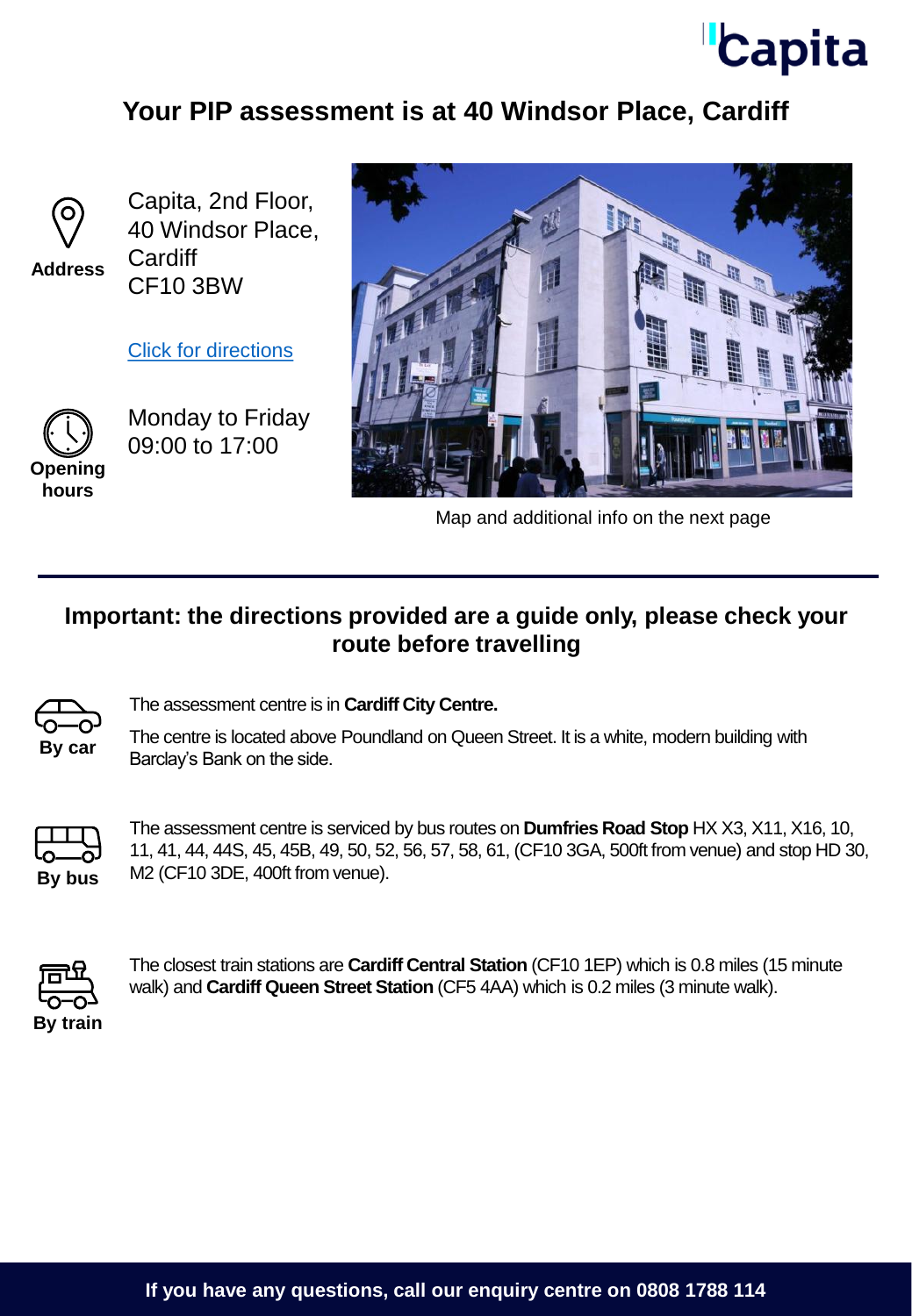Capita

# Your PIP assessment is at 40 Windsor Place, Cardiff

**Address**

Capita, 2nd Floor,
40 Windsor Place,
Cardiff
CF10 3BW

Click for directions

**Opening hours**

Monday to Friday
09:00 to 17:00

Map and additional info on the next page

---

## Important: the directions provided are a guide only, please check your route before travelling

**By car**

The assessment centre is in **Cardiff City Centre.**

The centre is located above Poundland on Queen Street. It is a white, modern building with Barclay's Bank on the side.

**By bus**

The assessment centre is serviced by bus routes on **Dumfries Road Stop** HX X3, X11, X16, 10, 11, 41, 44, 44S, 45, 45B, 49, 50, 52, 56, 57, 58, 61, (CF10 3GA, 500ft from venue) and stop HD 30, M2 (CF10 3DE, 400ft from venue).

**By train**

The closest train stations are **Cardiff Central Station** (CF10 1EP) which is 0.8 miles (15 minute walk) and **Cardiff Queen Street Station** (CF5 4AA) which is 0.2 miles (3 minute walk).

**If you have any questions, call our enquiry centre on 0808 1788 114**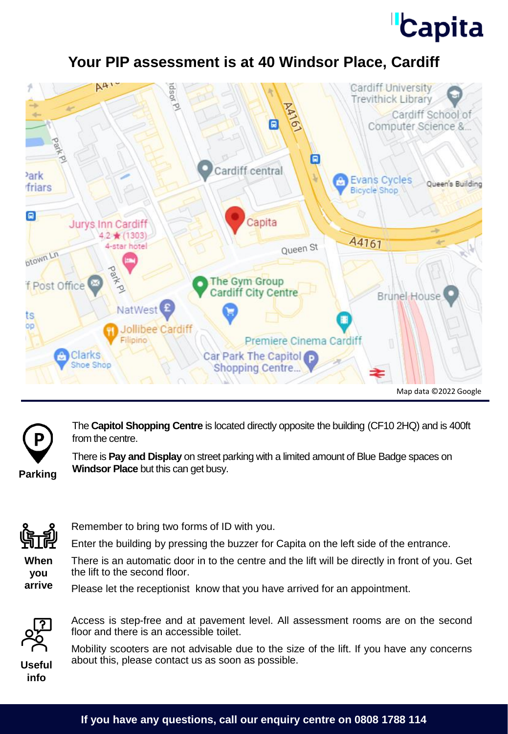Capita

# Your PIP assessment is at 40 Windsor Place, Cardiff

Map data ©2022 Google

**Parking**

The **Capitol Shopping Centre** is located directly opposite the building (CF10 2HQ) and is 400ft from the centre.

There is **Pay and Display** on street parking with a limited amount of Blue Badge spaces on **Windsor Place** but this can get busy.

**When you arrive**

Remember to bring two forms of ID with you.

Enter the building by pressing the buzzer for Capita on the left side of the entrance.

There is an automatic door in to the centre and the lift will be directly in front of you. Get the lift to the second floor.

Please let the receptionist know that you have arrived for an appointment.

**Useful info**

Access is step-free and at pavement level. All assessment rooms are on the second floor and there is an accessible toilet.

Mobility scooters are not advisable due to the size of the lift. If you have any concerns about this, please contact us as soon as possible.

**If you have any questions, call our enquiry centre on 0808 1788 114**